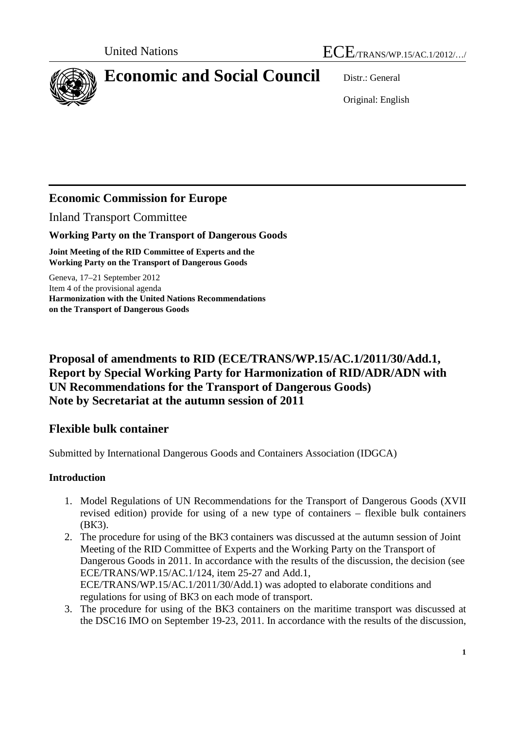United Nations ECE/TRANS/WP.15/AC.1/2012/…/

# Economic and Social Council

Distr.: General

Original: English

## Economic Commission for Europe

Inland Transport Committee

**Working Party on the Transport of Dangerous Goods**

**Joint Meeting of the RID Committee of Experts and the Working Party on the Transport of Dangerous Goods**

Geneva, 17–21 September 2012
Item 4 of the provisional agenda
**Harmonization with the United Nations Recommendations on the Transport of Dangerous Goods**

# Proposal of amendments to RID (ECE/TRANS/WP.15/AC.1/2011/30/Add.1, Report by Special Working Party for Harmonization of RID/ADR/ADN with UN Recommendations for the Transport of Dangerous Goods) Note by Secretariat at the autumn session of 2011

## Flexible bulk container

Submitted by International Dangerous Goods and Containers Association (IDGCA)

### Introduction

1. Model Regulations of UN Recommendations for the Transport of Dangerous Goods (XVII revised edition) provide for using of a new type of containers – flexible bulk containers (BK3).
2. The procedure for using of the BK3 containers was discussed at the autumn session of Joint Meeting of the RID Committee of Experts and the Working Party on the Transport of Dangerous Goods in 2011. In accordance with the results of the discussion, the decision (see ECE/TRANS/WP.15/AC.1/124, item 25-27 and Add.1, ECE/TRANS/WP.15/AC.1/2011/30/Add.1) was adopted to elaborate conditions and regulations for using of BK3 on each mode of transport.
3. The procedure for using of the BK3 containers on the maritime transport was discussed at the DSC16 IMO on September 19-23, 2011. In accordance with the results of the discussion,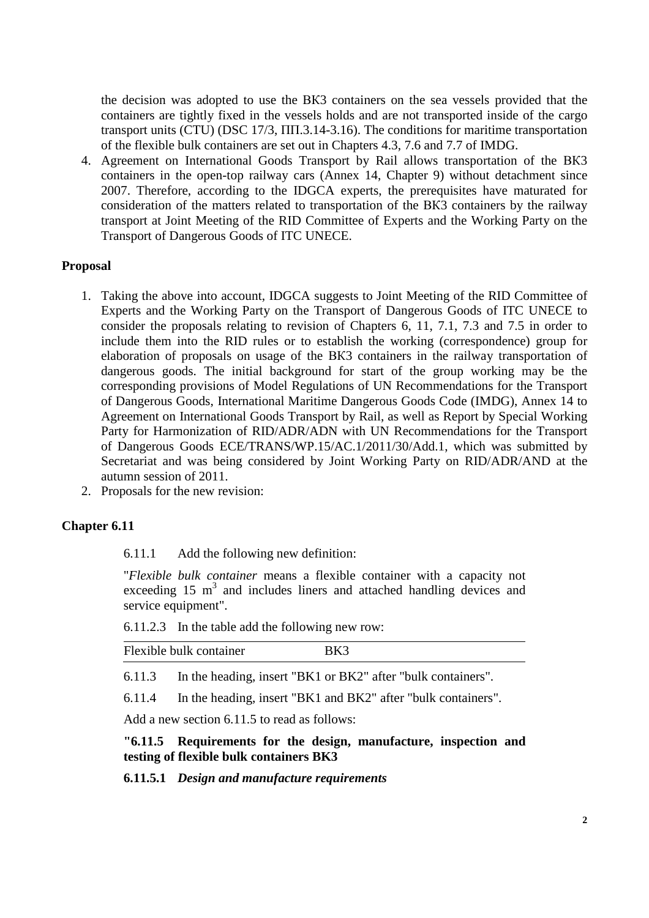the decision was adopted to use the BK3 containers on the sea vessels provided that the containers are tightly fixed in the vessels holds and are not transported inside of the cargo transport units (CTU) (DSC 17/3, ПП.3.14-3.16). The conditions for maritime transportation of the flexible bulk containers are set out in Chapters 4.3, 7.6 and 7.7 of IMDG.

4. Agreement on International Goods Transport by Rail allows transportation of the BK3 containers in the open-top railway cars (Annex 14, Chapter 9) without detachment since 2007. Therefore, according to the IDGCA experts, the prerequisites have maturated for consideration of the matters related to transportation of the BK3 containers by the railway transport at Joint Meeting of the RID Committee of Experts and the Working Party on the Transport of Dangerous Goods of ITC UNECE.

**Proposal**

1. Taking the above into account, IDGCA suggests to Joint Meeting of the RID Committee of Experts and the Working Party on the Transport of Dangerous Goods of ITC UNECE to consider the proposals relating to revision of Chapters 6, 11, 7.1, 7.3 and 7.5 in order to include them into the RID rules or to establish the working (correspondence) group for elaboration of proposals on usage of the BK3 containers in the railway transportation of dangerous goods. The initial background for start of the group working may be the corresponding provisions of Model Regulations of UN Recommendations for the Transport of Dangerous Goods, International Maritime Dangerous Goods Code (IMDG), Annex 14 to Agreement on International Goods Transport by Rail, as well as Report by Special Working Party for Harmonization of RID/ADR/ADN with UN Recommendations for the Transport of Dangerous Goods ECE/TRANS/WP.15/AC.1/2011/30/Add.1, which was submitted by Secretariat and was being considered by Joint Working Party on RID/ADR/AND at the autumn session of 2011.
2. Proposals for the new revision:

**Chapter 6.11**

6.11.1 Add the following new definition:

"*Flexible bulk container* means a flexible container with a capacity not exceeding 15 $m^3$ and includes liners and attached handling devices and service equipment".

6.11.2.3 In the table add the following new row:

| Flexible bulk container | BK3 |
|---|---|

6.11.3 In the heading, insert "BK1 or BK2" after "bulk containers".

6.11.4 In the heading, insert "BK1 and BK2" after "bulk containers".

Add a new section 6.11.5 to read as follows:

**"6.11.5 Requirements for the design, manufacture, inspection and testing of flexible bulk containers BK3**

**6.11.5.1** ***Design and manufacture requirements***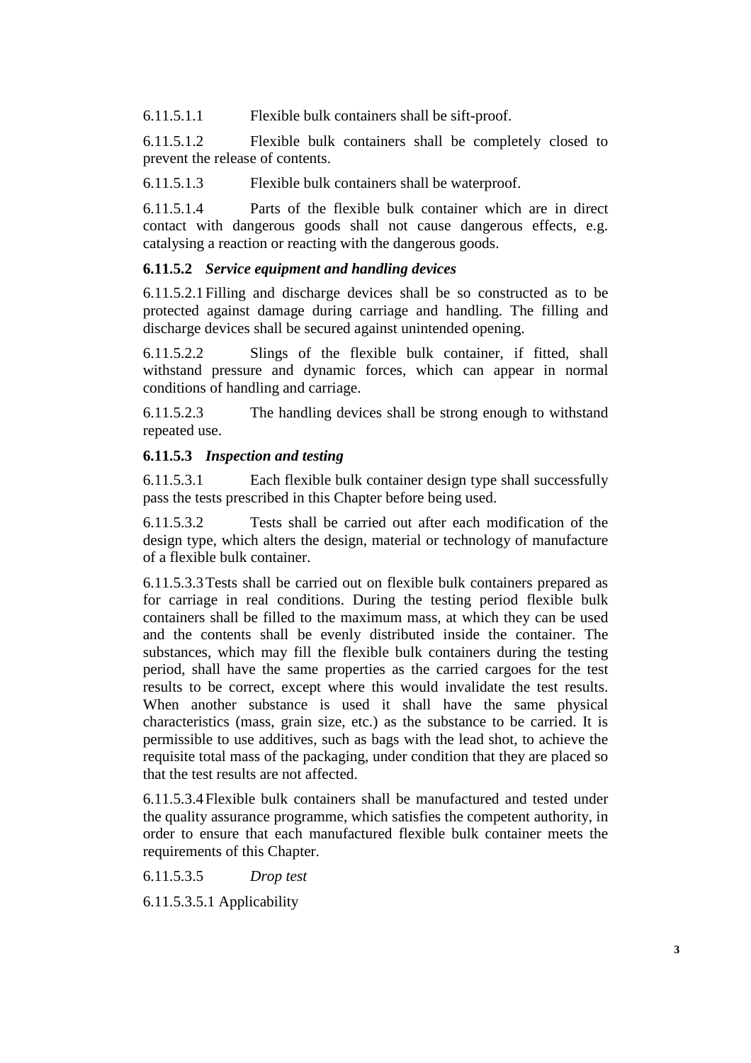6.11.5.1.1 Flexible bulk containers shall be sift-proof.

6.11.5.1.2 Flexible bulk containers shall be completely closed to prevent the release of contents.

6.11.5.1.3 Flexible bulk containers shall be waterproof.

6.11.5.1.4 Parts of the flexible bulk container which are in direct contact with dangerous goods shall not cause dangerous effects, e.g. catalysing a reaction or reacting with the dangerous goods.

**6.11.5.2** ***Service equipment and handling devices***

6.11.5.2.1 Filling and discharge devices shall be so constructed as to be protected against damage during carriage and handling. The filling and discharge devices shall be secured against unintended opening.

6.11.5.2.2 Slings of the flexible bulk container, if fitted, shall withstand pressure and dynamic forces, which can appear in normal conditions of handling and carriage.

6.11.5.2.3 The handling devices shall be strong enough to withstand repeated use.

**6.11.5.3** ***Inspection and testing***

6.11.5.3.1 Each flexible bulk container design type shall successfully pass the tests prescribed in this Chapter before being used.

6.11.5.3.2 Tests shall be carried out after each modification of the design type, which alters the design, material or technology of manufacture of a flexible bulk container.

6.11.5.3.3 Tests shall be carried out on flexible bulk containers prepared as for carriage in real conditions. During the testing period flexible bulk containers shall be filled to the maximum mass, at which they can be used and the contents shall be evenly distributed inside the container. The substances, which may fill the flexible bulk containers during the testing period, shall have the same properties as the carried cargoes for the test results to be correct, except where this would invalidate the test results. When another substance is used it shall have the same physical characteristics (mass, grain size, etc.) as the substance to be carried. It is permissible to use additives, such as bags with the lead shot, to achieve the requisite total mass of the packaging, under condition that they are placed so that the test results are not affected.

6.11.5.3.4 Flexible bulk containers shall be manufactured and tested under the quality assurance programme, which satisfies the competent authority, in order to ensure that each manufactured flexible bulk container meets the requirements of this Chapter.

6.11.5.3.5 *Drop test*

6.11.5.3.5.1 Applicability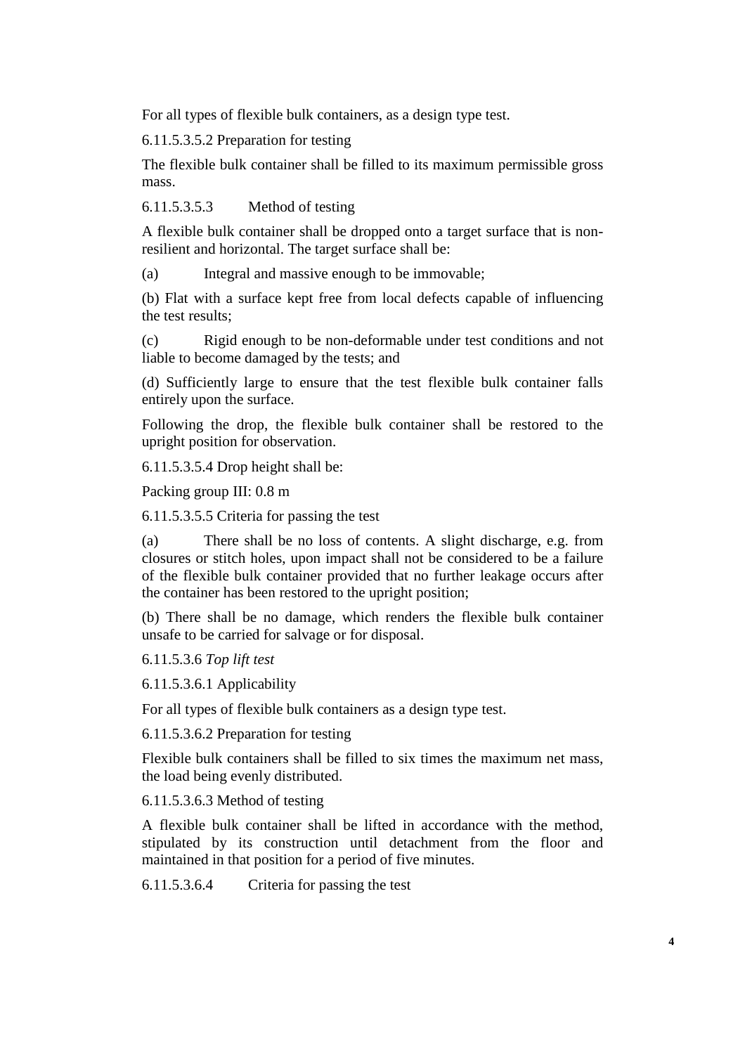For all types of flexible bulk containers, as a design type test.

6.11.5.3.5.2 Preparation for testing

The flexible bulk container shall be filled to its maximum permissible gross mass.

6.11.5.3.5.3 Method of testing

A flexible bulk container shall be dropped onto a target surface that is non-resilient and horizontal. The target surface shall be:

(a) Integral and massive enough to be immovable;

(b) Flat with a surface kept free from local defects capable of influencing the test results;

(c) Rigid enough to be non-deformable under test conditions and not liable to become damaged by the tests; and

(d) Sufficiently large to ensure that the test flexible bulk container falls entirely upon the surface.

Following the drop, the flexible bulk container shall be restored to the upright position for observation.

6.11.5.3.5.4 Drop height shall be:

Packing group III: 0.8 m

6.11.5.3.5.5 Criteria for passing the test

(a) There shall be no loss of contents. A slight discharge, e.g. from closures or stitch holes, upon impact shall not be considered to be a failure of the flexible bulk container provided that no further leakage occurs after the container has been restored to the upright position;

(b) There shall be no damage, which renders the flexible bulk container unsafe to be carried for salvage or for disposal.

6.11.5.3.6 *Top lift test*

6.11.5.3.6.1 Applicability

For all types of flexible bulk containers as a design type test.

6.11.5.3.6.2 Preparation for testing

Flexible bulk containers shall be filled to six times the maximum net mass, the load being evenly distributed.

6.11.5.3.6.3 Method of testing

A flexible bulk container shall be lifted in accordance with the method, stipulated by its construction until detachment from the floor and maintained in that position for a period of five minutes.

6.11.5.3.6.4 Criteria for passing the test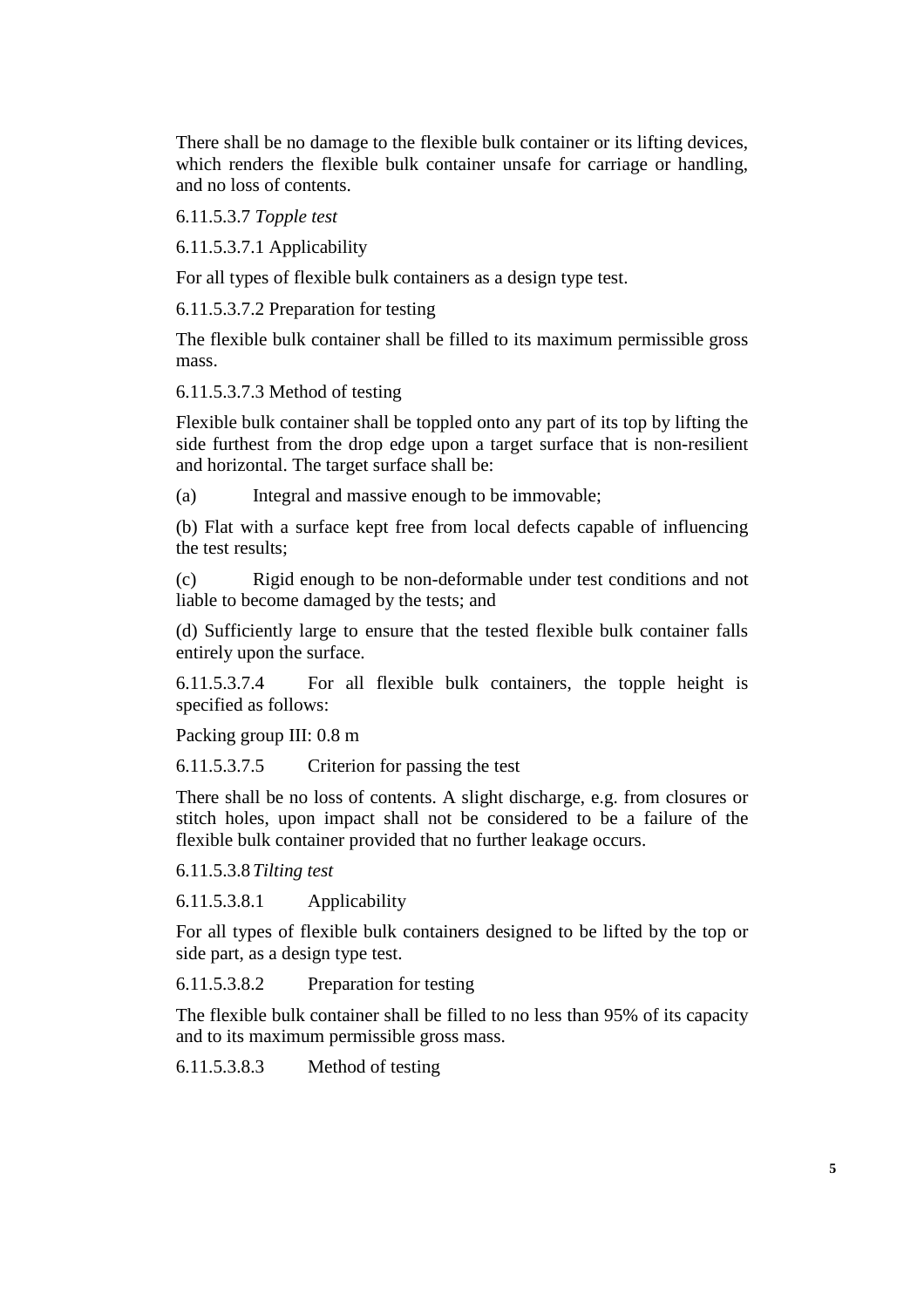There shall be no damage to the flexible bulk container or its lifting devices, which renders the flexible bulk container unsafe for carriage or handling, and no loss of contents.

6.11.5.3.7 *Topple test*

6.11.5.3.7.1 Applicability

For all types of flexible bulk containers as a design type test.

6.11.5.3.7.2 Preparation for testing

The flexible bulk container shall be filled to its maximum permissible gross mass.

6.11.5.3.7.3 Method of testing

Flexible bulk container shall be toppled onto any part of its top by lifting the side furthest from the drop edge upon a target surface that is non-resilient and horizontal. The target surface shall be:

(a) Integral and massive enough to be immovable;

(b) Flat with a surface kept free from local defects capable of influencing the test results;

(c) Rigid enough to be non-deformable under test conditions and not liable to become damaged by the tests; and

(d) Sufficiently large to ensure that the tested flexible bulk container falls entirely upon the surface.

6.11.5.3.7.4 For all flexible bulk containers, the topple height is specified as follows:

Packing group III: 0.8 m

6.11.5.3.7.5 Criterion for passing the test

There shall be no loss of contents. A slight discharge, e.g. from closures or stitch holes, upon impact shall not be considered to be a failure of the flexible bulk container provided that no further leakage occurs.

6.11.5.3.8 *Tilting test*

6.11.5.3.8.1 Applicability

For all types of flexible bulk containers designed to be lifted by the top or side part, as a design type test.

6.11.5.3.8.2 Preparation for testing

The flexible bulk container shall be filled to no less than 95% of its capacity and to its maximum permissible gross mass.

6.11.5.3.8.3 Method of testing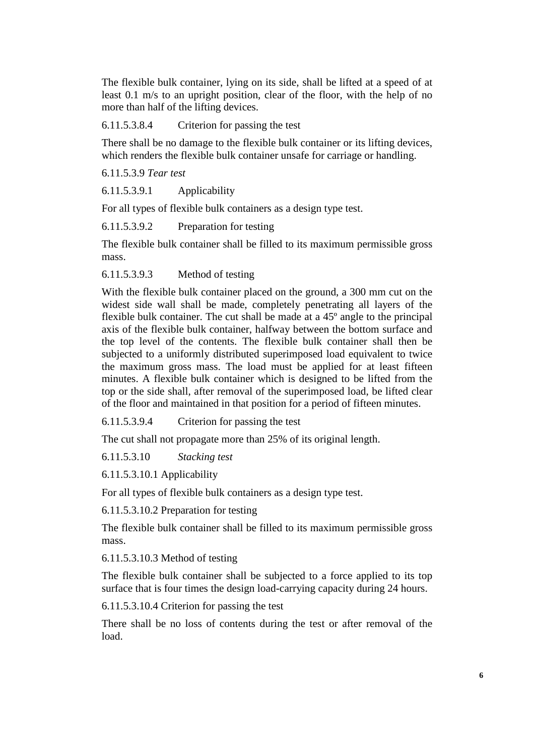The flexible bulk container, lying on its side, shall be lifted at a speed of at least 0.1 m/s to an upright position, clear of the floor, with the help of no more than half of the lifting devices.

6.11.5.3.8.4 Criterion for passing the test

There shall be no damage to the flexible bulk container or its lifting devices, which renders the flexible bulk container unsafe for carriage or handling.

6.11.5.3.9 *Tear test*

6.11.5.3.9.1 Applicability

For all types of flexible bulk containers as a design type test.

6.11.5.3.9.2 Preparation for testing

The flexible bulk container shall be filled to its maximum permissible gross mass.

6.11.5.3.9.3 Method of testing

With the flexible bulk container placed on the ground, a 300 mm cut on the widest side wall shall be made, completely penetrating all layers of the flexible bulk container. The cut shall be made at a 45º angle to the principal axis of the flexible bulk container, halfway between the bottom surface and the top level of the contents. The flexible bulk container shall then be subjected to a uniformly distributed superimposed load equivalent to twice the maximum gross mass. The load must be applied for at least fifteen minutes. A flexible bulk container which is designed to be lifted from the top or the side shall, after removal of the superimposed load, be lifted clear of the floor and maintained in that position for a period of fifteen minutes.

6.11.5.3.9.4 Criterion for passing the test

The cut shall not propagate more than 25% of its original length.

6.11.5.3.10 *Stacking test*

6.11.5.3.10.1 Applicability

For all types of flexible bulk containers as a design type test.

6.11.5.3.10.2 Preparation for testing

The flexible bulk container shall be filled to its maximum permissible gross mass.

6.11.5.3.10.3 Method of testing

The flexible bulk container shall be subjected to a force applied to its top surface that is four times the design load-carrying capacity during 24 hours.

6.11.5.3.10.4 Criterion for passing the test

There shall be no loss of contents during the test or after removal of the load.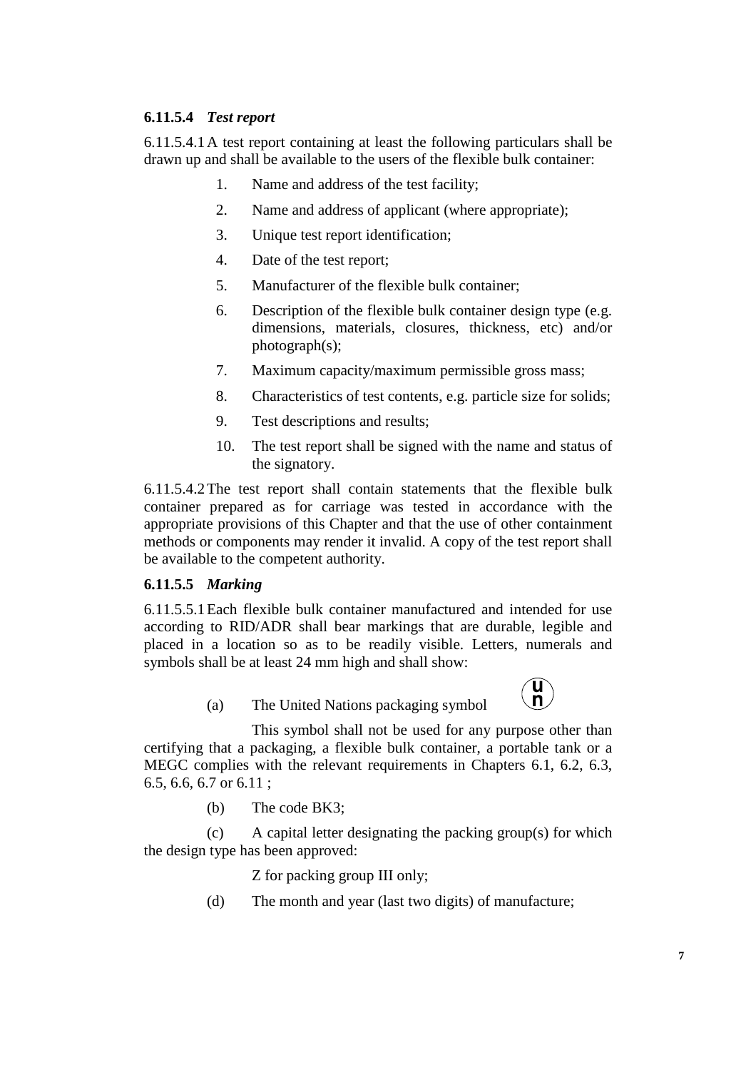#### 6.11.5.4 *Test report*

6.11.5.4.1 A test report containing at least the following particulars shall be drawn up and shall be available to the users of the flexible bulk container:

1. Name and address of the test facility;
2. Name and address of applicant (where appropriate);
3. Unique test report identification;
4. Date of the test report;
5. Manufacturer of the flexible bulk container;
6. Description of the flexible bulk container design type (e.g. dimensions, materials, closures, thickness, etc) and/or photograph(s);
7. Maximum capacity/maximum permissible gross mass;
8. Characteristics of test contents, e.g. particle size for solids;
9. Test descriptions and results;
10. The test report shall be signed with the name and status of the signatory.

6.11.5.4.2 The test report shall contain statements that the flexible bulk container prepared as for carriage was tested in accordance with the appropriate provisions of this Chapter and that the use of other containment methods or components may render it invalid. A copy of the test report shall be available to the competent authority.

#### 6.11.5.5 *Marking*

6.11.5.5.1 Each flexible bulk container manufactured and intended for use according to RID/ADR shall bear markings that are durable, legible and placed in a location so as to be readily visible. Letters, numerals and symbols shall be at least 24 mm high and shall show:

(a) The United Nations packaging symbol (u/n)

This symbol shall not be used for any purpose other than certifying that a packaging, a flexible bulk container, a portable tank or a MEGC complies with the relevant requirements in Chapters 6.1, 6.2, 6.3, 6.5, 6.6, 6.7 or 6.11 ;

(b) The code BK3;

(c) A capital letter designating the packing group(s) for which the design type has been approved:

Z for packing group III only;

(d) The month and year (last two digits) of manufacture;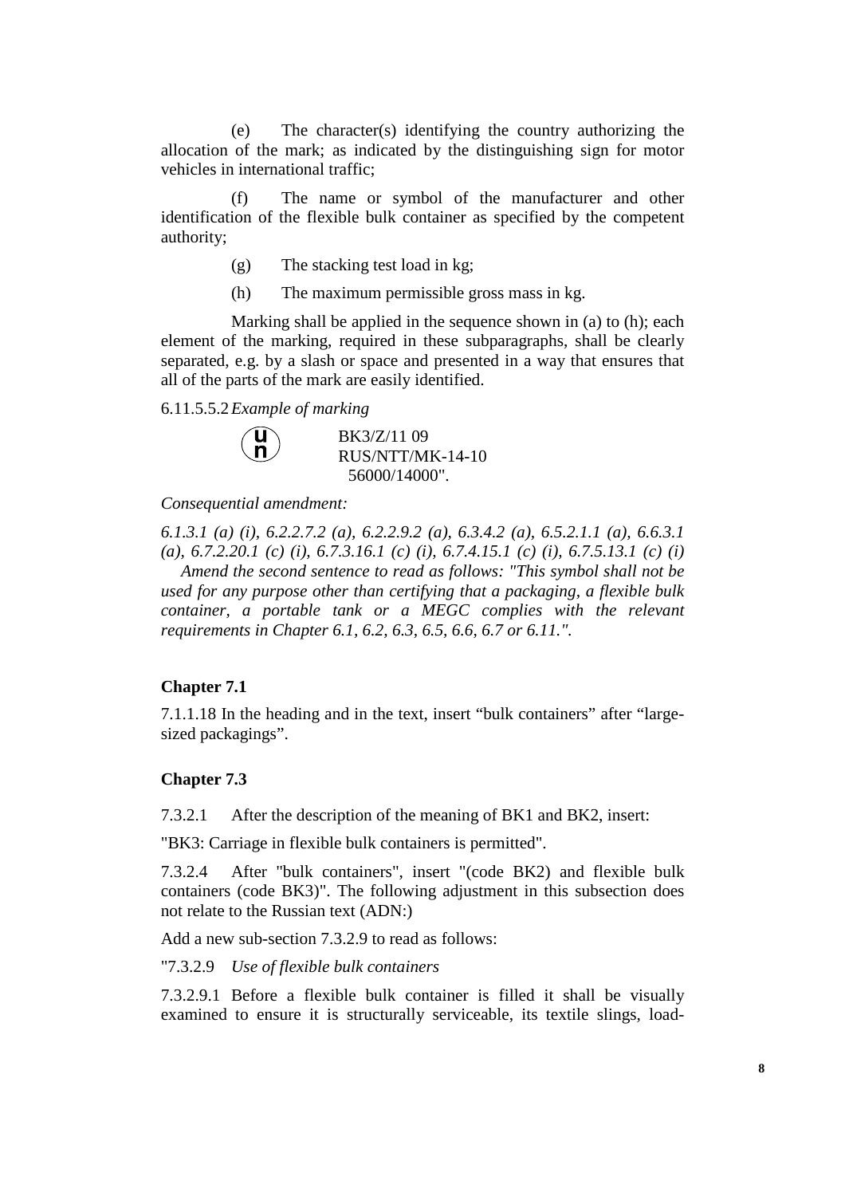(e) The character(s) identifying the country authorizing the allocation of the mark; as indicated by the distinguishing sign for motor vehicles in international traffic;

(f) The name or symbol of the manufacturer and other identification of the flexible bulk container as specified by the competent authority;

(g) The stacking test load in kg;

(h) The maximum permissible gross mass in kg.

Marking shall be applied in the sequence shown in (a) to (h); each element of the marking, required in these subparagraphs, shall be clearly separated, e.g. by a slash or space and presented in a way that ensures that all of the parts of the mark are easily identified.

6.11.5.5.2 *Example of marking*

(un) BK3/Z/11 09
RUS/NTT/MK-14-10
56000/14000".

*Consequential amendment:*

*6.1.3.1 (a) (i), 6.2.2.7.2 (a), 6.2.2.9.2 (a), 6.3.4.2 (a), 6.5.2.1.1 (a), 6.6.3.1 (a), 6.7.2.20.1 (c) (i), 6.7.3.16.1 (c) (i), 6.7.4.15.1 (c) (i), 6.7.5.13.1 (c) (i)*
*Amend the second sentence to read as follows: "This symbol shall not be used for any purpose other than certifying that a packaging, a flexible bulk container, a portable tank or a MEGC complies with the relevant requirements in Chapter 6.1, 6.2, 6.3, 6.5, 6.6, 6.7 or 6.11.".*

**Chapter 7.1**

7.1.1.18 In the heading and in the text, insert "bulk containers" after "large-sized packagings".

**Chapter 7.3**

7.3.2.1 After the description of the meaning of BK1 and BK2, insert:

"BK3: Carriage in flexible bulk containers is permitted".

7.3.2.4 After "bulk containers", insert "(code BK2) and flexible bulk containers (code BK3)". The following adjustment in this subsection does not relate to the Russian text (ADN:)

Add a new sub-section 7.3.2.9 to read as follows:

"7.3.2.9 *Use of flexible bulk containers*

7.3.2.9.1 Before a flexible bulk container is filled it shall be visually examined to ensure it is structurally serviceable, its textile slings, load-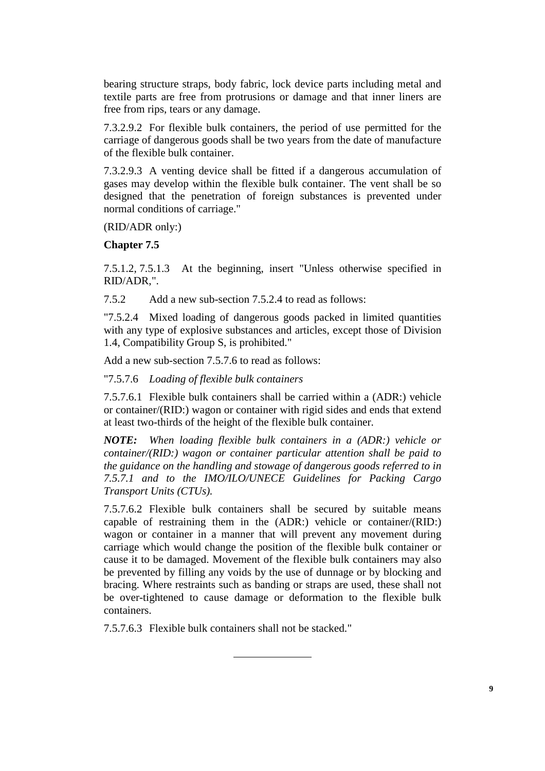bearing structure straps, body fabric, lock device parts including metal and textile parts are free from protrusions or damage and that inner liners are free from rips, tears or any damage.

7.3.2.9.2 For flexible bulk containers, the period of use permitted for the carriage of dangerous goods shall be two years from the date of manufacture of the flexible bulk container.

7.3.2.9.3 A venting device shall be fitted if a dangerous accumulation of gases may develop within the flexible bulk container. The vent shall be so designed that the penetration of foreign substances is prevented under normal conditions of carriage."

(RID/ADR only:)

**Chapter 7.5**

7.5.1.2, 7.5.1.3 At the beginning, insert "Unless otherwise specified in RID/ADR,".

7.5.2 Add a new sub-section 7.5.2.4 to read as follows:

"7.5.2.4 Mixed loading of dangerous goods packed in limited quantities with any type of explosive substances and articles, except those of Division 1.4, Compatibility Group S, is prohibited."

Add a new sub-section 7.5.7.6 to read as follows:

"7.5.7.6 *Loading of flexible bulk containers*

7.5.7.6.1 Flexible bulk containers shall be carried within a (ADR:) vehicle or container/(RID:) wagon or container with rigid sides and ends that extend at least two-thirds of the height of the flexible bulk container.

***NOTE:*** *When loading flexible bulk containers in a (ADR:) vehicle or container/(RID:) wagon or container particular attention shall be paid to the guidance on the handling and stowage of dangerous goods referred to in 7.5.7.1 and to the IMO/ILO/UNECE Guidelines for Packing Cargo Transport Units (CTUs).*

7.5.7.6.2 Flexible bulk containers shall be secured by suitable means capable of restraining them in the (ADR:) vehicle or container/(RID:) wagon or container in a manner that will prevent any movement during carriage which would change the position of the flexible bulk container or cause it to be damaged. Movement of the flexible bulk containers may also be prevented by filling any voids by the use of dunnage or by blocking and bracing. Where restraints such as banding or straps are used, these shall not be over-tightened to cause damage or deformation to the flexible bulk containers.

7.5.7.6.3 Flexible bulk containers shall not be stacked."